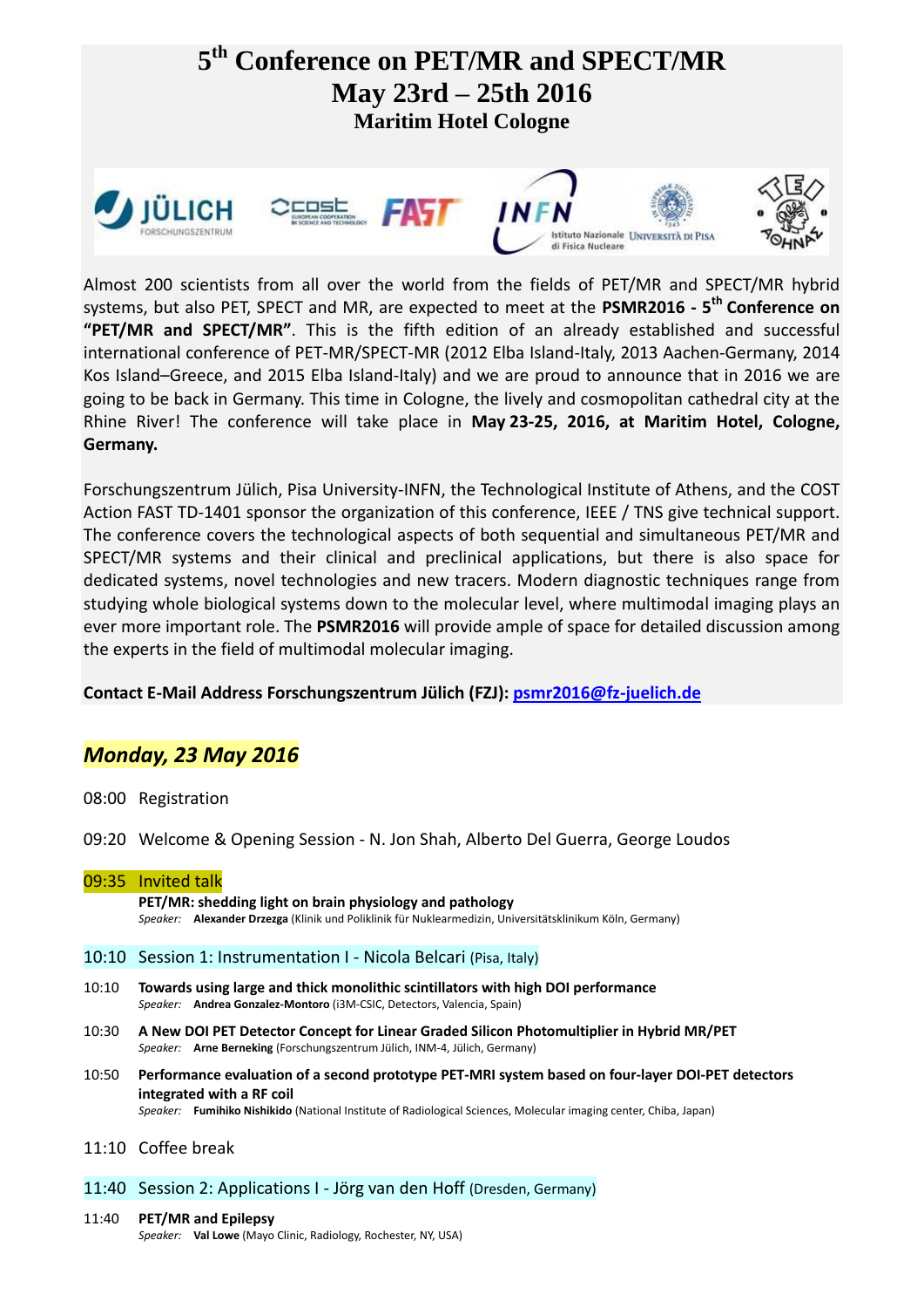# 5th Conference on PET/MR and SPECT/MR
## May 23rd – 25th 2016
### Maritim Hotel Cologne

Almost 200 scientists from all over the world from the fields of PET/MR and SPECT/MR hybrid systems, but also PET, SPECT and MR, are expected to meet at the **PSMR2016 - 5th Conference on "PET/MR and SPECT/MR"**. This is the fifth edition of an already established and successful international conference of PET-MR/SPECT-MR (2012 Elba Island-Italy, 2013 Aachen-Germany, 2014 Kos Island–Greece, and 2015 Elba Island-Italy) and we are proud to announce that in 2016 we are going to be back in Germany. This time in Cologne, the lively and cosmopolitan cathedral city at the Rhine River! The conference will take place in **May 23-25, 2016, at Maritim Hotel, Cologne, Germany.**

Forschungszentrum Jülich, Pisa University-INFN, the Technological Institute of Athens, and the COST Action FAST TD-1401 sponsor the organization of this conference, IEEE / TNS give technical support. The conference covers the technological aspects of both sequential and simultaneous PET/MR and SPECT/MR systems and their clinical and preclinical applications, but there is also space for dedicated systems, novel technologies and new tracers. Modern diagnostic techniques range from studying whole biological systems down to the molecular level, where multimodal imaging plays an ever more important role. The **PSMR2016** will provide ample of space for detailed discussion among the experts in the field of multimodal molecular imaging.

**Contact E-Mail Address Forschungszentrum Jülich (FZJ): psmr2016@fz-juelich.de**

## *Monday, 23 May 2016*

08:00 Registration

09:20 Welcome & Opening Session - N. Jon Shah, Alberto Del Guerra, George Loudos

09:35 Invited talk
**PET/MR: shedding light on brain physiology and pathology**
*Speaker:* **Alexander Drzezga** (Klinik und Poliklinik für Nuklearmedizin, Universitätsklinikum Köln, Germany)

10:10 Session 1: Instrumentation I - Nicola Belcari (Pisa, Italy)

10:10 **Towards using large and thick monolithic scintillators with high DOI performance**
*Speaker:* **Andrea Gonzalez-Montoro** (i3M-CSIC, Detectors, Valencia, Spain)

10:30 **A New DOI PET Detector Concept for Linear Graded Silicon Photomultiplier in Hybrid MR/PET**
*Speaker:* **Arne Berneking** (Forschungszentrum Jülich, INM-4, Jülich, Germany)

10:50 **Performance evaluation of a second prototype PET-MRI system based on four-layer DOI-PET detectors integrated with a RF coil**
*Speaker:* **Fumihiko Nishikido** (National Institute of Radiological Sciences, Molecular imaging center, Chiba, Japan)

11:10 Coffee break

11:40 Session 2: Applications I - Jörg van den Hoff (Dresden, Germany)

11:40 **PET/MR and Epilepsy**
*Speaker:* **Val Lowe** (Mayo Clinic, Radiology, Rochester, NY, USA)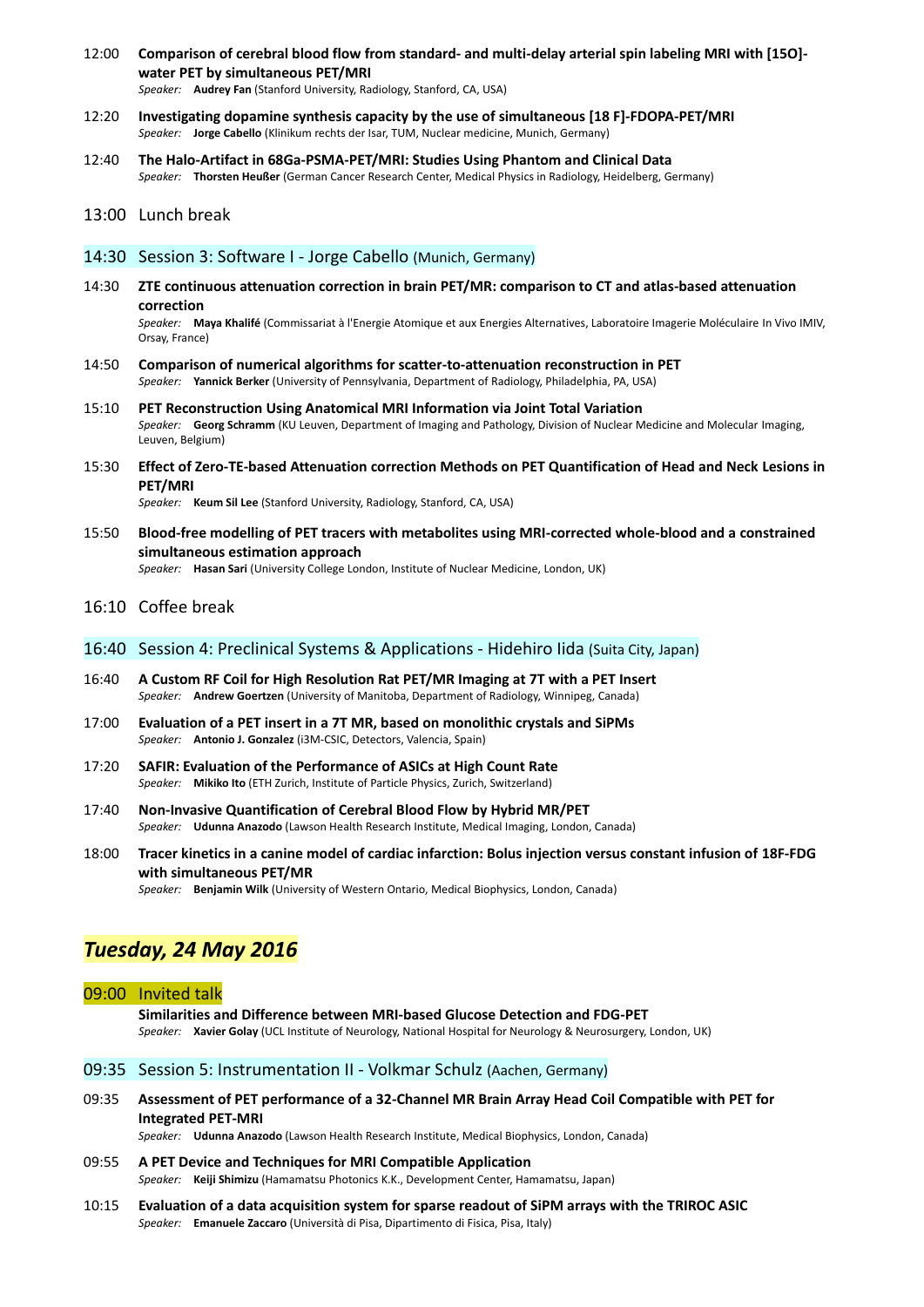12:00 **Comparison of cerebral blood flow from standard- and multi-delay arterial spin labeling MRI with [15O]-water PET by simultaneous PET/MRI**
*Speaker:* **Audrey Fan** (Stanford University, Radiology, Stanford, CA, USA)

12:20 **Investigating dopamine synthesis capacity by the use of simultaneous [18 F]-FDOPA-PET/MRI**
*Speaker:* **Jorge Cabello** (Klinikum rechts der Isar, TUM, Nuclear medicine, Munich, Germany)

12:40 **The Halo-Artifact in 68Ga-PSMA-PET/MRI: Studies Using Phantom and Clinical Data**
*Speaker:* **Thorsten Heußer** (German Cancer Research Center, Medical Physics in Radiology, Heidelberg, Germany)

13:00 Lunch break

## 14:30 Session 3: Software I - Jorge Cabello (Munich, Germany)

14:30 **ZTE continuous attenuation correction in brain PET/MR: comparison to CT and atlas-based attenuation correction**
*Speaker:* **Maya Khalifé** (Commissariat à l'Energie Atomique et aux Energies Alternatives, Laboratoire Imagerie Moléculaire In Vivo IMIV, Orsay, France)

14:50 **Comparison of numerical algorithms for scatter-to-attenuation reconstruction in PET**
*Speaker:* **Yannick Berker** (University of Pennsylvania, Department of Radiology, Philadelphia, PA, USA)

15:10 **PET Reconstruction Using Anatomical MRI Information via Joint Total Variation**
*Speaker:* **Georg Schramm** (KU Leuven, Department of Imaging and Pathology, Division of Nuclear Medicine and Molecular Imaging, Leuven, Belgium)

15:30 **Effect of Zero-TE-based Attenuation correction Methods on PET Quantification of Head and Neck Lesions in PET/MRI**
*Speaker:* **Keum Sil Lee** (Stanford University, Radiology, Stanford, CA, USA)

15:50 **Blood-free modelling of PET tracers with metabolites using MRI-corrected whole-blood and a constrained simultaneous estimation approach**
*Speaker:* **Hasan Sari** (University College London, Institute of Nuclear Medicine, London, UK)

16:10 Coffee break

## 16:40 Session 4: Preclinical Systems & Applications - Hidehiro Iida (Suita City, Japan)

16:40 **A Custom RF Coil for High Resolution Rat PET/MR Imaging at 7T with a PET Insert**
*Speaker:* **Andrew Goertzen** (University of Manitoba, Department of Radiology, Winnipeg, Canada)

17:00 **Evaluation of a PET insert in a 7T MR, based on monolithic crystals and SiPMs**
*Speaker:* **Antonio J. Gonzalez** (i3M-CSIC, Detectors, Valencia, Spain)

17:20 **SAFIR: Evaluation of the Performance of ASICs at High Count Rate**
*Speaker:* **Mikiko Ito** (ETH Zurich, Institute of Particle Physics, Zurich, Switzerland)

17:40 **Non-Invasive Quantification of Cerebral Blood Flow by Hybrid MR/PET**
*Speaker:* **Udunna Anazodo** (Lawson Health Research Institute, Medical Imaging, London, Canada)

18:00 **Tracer kinetics in a canine model of cardiac infarction: Bolus injection versus constant infusion of 18F-FDG with simultaneous PET/MR**
*Speaker:* **Benjamin Wilk** (University of Western Ontario, Medical Biophysics, London, Canada)

# *Tuesday, 24 May 2016*

## 09:00 Invited talk

**Similarities and Difference between MRI-based Glucose Detection and FDG-PET**
*Speaker:* **Xavier Golay** (UCL Institute of Neurology, National Hospital for Neurology & Neurosurgery, London, UK)

## 09:35 Session 5: Instrumentation II - Volkmar Schulz (Aachen, Germany)

09:35 **Assessment of PET performance of a 32-Channel MR Brain Array Head Coil Compatible with PET for Integrated PET-MRI**
*Speaker:* **Udunna Anazodo** (Lawson Health Research Institute, Medical Biophysics, London, Canada)

09:55 **A PET Device and Techniques for MRI Compatible Application**
*Speaker:* **Keiji Shimizu** (Hamamatsu Photonics K.K., Development Center, Hamamatsu, Japan)

10:15 **Evaluation of a data acquisition system for sparse readout of SiPM arrays with the TRIROC ASIC**
*Speaker:* **Emanuele Zaccaro** (Università di Pisa, Dipartimento di Fisica, Pisa, Italy)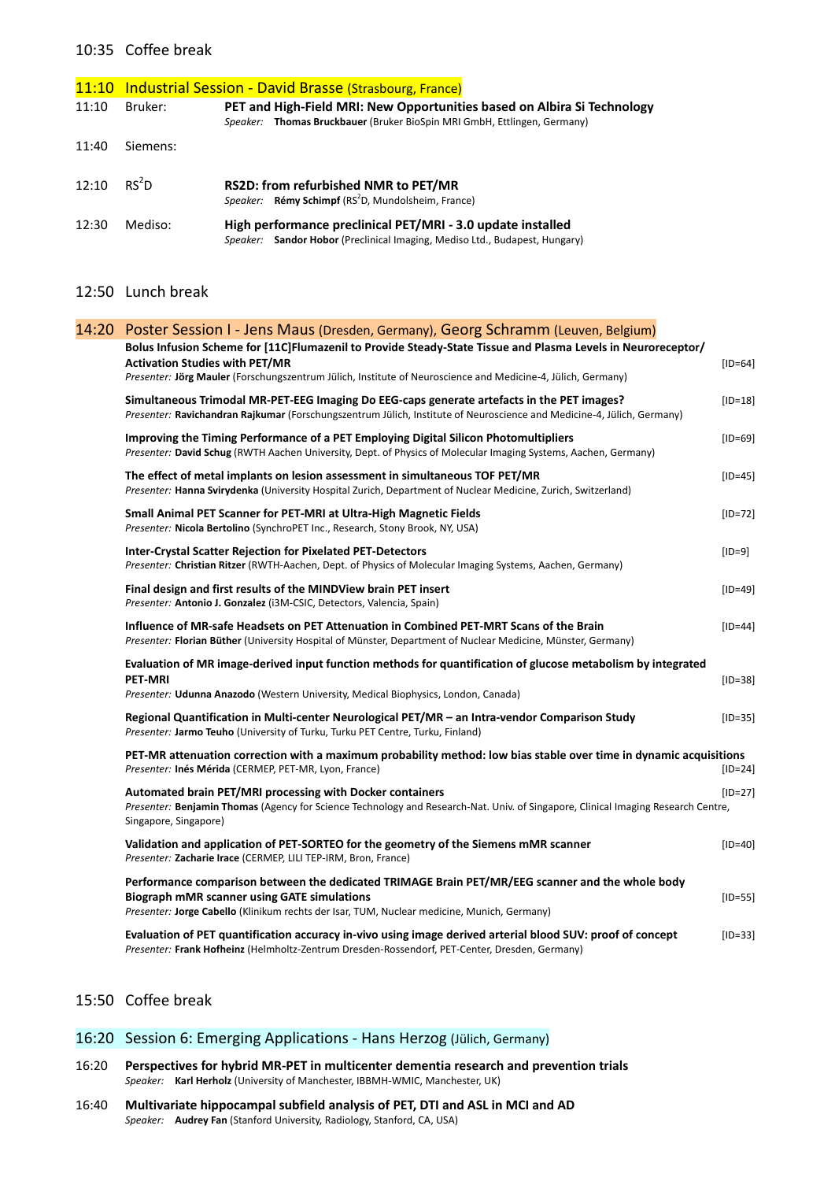10:35 Coffee break

## 11:10 Industrial Session - David Brasse (Strasbourg, France)

11:10 Bruker: **PET and High-Field MRI: New Opportunities based on Albira Si Technology**
*Speaker:* **Thomas Bruckbauer** (Bruker BioSpin MRI GmbH, Ettlingen, Germany)

11:40 Siemens:

12:10 $RS^2D$ **RS2D: from refurbished NMR to PET/MR**
*Speaker:* **Rémy Schimpf** ($RS^2D$, Mundolsheim, France)

12:30 Mediso: **High performance preclinical PET/MRI - 3.0 update installed**
*Speaker:* **Sandor Hobor** (Preclinical Imaging, Mediso Ltd., Budapest, Hungary)

12:50 Lunch break

## 14:20 Poster Session I - Jens Maus (Dresden, Germany), Georg Schramm (Leuven, Belgium)

**Bolus Infusion Scheme for [11C]Flumazenil to Provide Steady-State Tissue and Plasma Levels in Neuroreceptor/ Activation Studies with PET/MR** [ID=64]
*Presenter:* **Jörg Mauler** (Forschungszentrum Jülich, Institute of Neuroscience and Medicine-4, Jülich, Germany)

**Simultaneous Trimodal MR-PET-EEG Imaging Do EEG-caps generate artefacts in the PET images?** [ID=18]
*Presenter:* **Ravichandran Rajkumar** (Forschungszentrum Jülich, Institute of Neuroscience and Medicine-4, Jülich, Germany)

**Improving the Timing Performance of a PET Employing Digital Silicon Photomultipliers** [ID=69]
*Presenter:* **David Schug** (RWTH Aachen University, Dept. of Physics of Molecular Imaging Systems, Aachen, Germany)

**The effect of metal implants on lesion assessment in simultaneous TOF PET/MR** [ID=45]
*Presenter:* **Hanna Svirydenka** (University Hospital Zurich, Department of Nuclear Medicine, Zurich, Switzerland)

**Small Animal PET Scanner for PET-MRI at Ultra-High Magnetic Fields** [ID=72]
*Presenter:* **Nicola Bertolino** (SynchroPET Inc., Research, Stony Brook, NY, USA)

**Inter-Crystal Scatter Rejection for Pixelated PET-Detectors** [ID=9]
*Presenter:* **Christian Ritzer** (RWTH-Aachen, Dept. of Physics of Molecular Imaging Systems, Aachen, Germany)

**Final design and first results of the MINDView brain PET insert** [ID=49]
*Presenter:* **Antonio J. Gonzalez** (i3M-CSIC, Detectors, Valencia, Spain)

**Influence of MR-safe Headsets on PET Attenuation in Combined PET-MRT Scans of the Brain** [ID=44]
*Presenter:* **Florian Büther** (University Hospital of Münster, Department of Nuclear Medicine, Münster, Germany)

**Evaluation of MR image-derived input function methods for quantification of glucose metabolism by integrated PET-MRI** [ID=38]
*Presenter:* **Udunna Anazodo** (Western University, Medical Biophysics, London, Canada)

**Regional Quantification in Multi-center Neurological PET/MR – an Intra-vendor Comparison Study** [ID=35]
*Presenter:* **Jarmo Teuho** (University of Turku, Turku PET Centre, Turku, Finland)

**PET-MR attenuation correction with a maximum probability method: low bias stable over time in dynamic acquisitions** [ID=24]
*Presenter:* **Inés Mérida** (CERMEP, PET-MR, Lyon, France)

**Automated brain PET/MRI processing with Docker containers** [ID=27]
*Presenter:* **Benjamin Thomas** (Agency for Science Technology and Research-Nat. Univ. of Singapore, Clinical Imaging Research Centre, Singapore, Singapore)

**Validation and application of PET-SORTEO for the geometry of the Siemens mMR scanner** [ID=40]
*Presenter:* **Zacharie Irace** (CERMEP, LILI TEP-IRM, Bron, France)

**Performance comparison between the dedicated TRIMAGE Brain PET/MR/EEG scanner and the whole body Biograph mMR scanner using GATE simulations** [ID=55]
*Presenter:* **Jorge Cabello** (Klinikum rechts der Isar, TUM, Nuclear medicine, Munich, Germany)

**Evaluation of PET quantification accuracy in-vivo using image derived arterial blood SUV: proof of concept** [ID=33]
*Presenter:* **Frank Hofheinz** (Helmholtz-Zentrum Dresden-Rossendorf, PET-Center, Dresden, Germany)

15:50 Coffee break

## 16:20 Session 6: Emerging Applications - Hans Herzog (Jülich, Germany)

16:20 **Perspectives for hybrid MR-PET in multicenter dementia research and prevention trials**
*Speaker:* **Karl Herholz** (University of Manchester, IBBMH-WMIC, Manchester, UK)

16:40 **Multivariate hippocampal subfield analysis of PET, DTI and ASL in MCI and AD**
*Speaker:* **Audrey Fan** (Stanford University, Radiology, Stanford, CA, USA)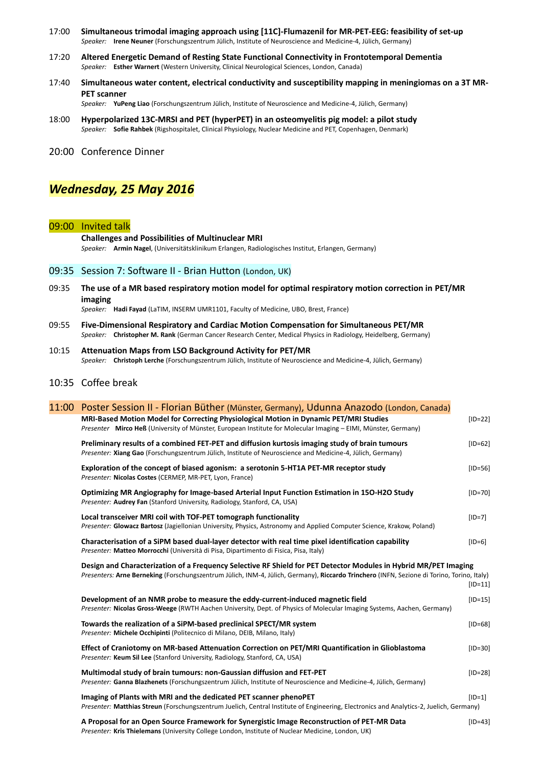17:00 **Simultaneous trimodal imaging approach using [11C]-Flumazenil for MR-PET-EEG: feasibility of set-up**
*Speaker:* **Irene Neuner** (Forschungszentrum Jülich, Institute of Neuroscience and Medicine-4, Jülich, Germany)

17:20 **Altered Energetic Demand of Resting State Functional Connectivity in Frontotemporal Dementia**
*Speaker:* **Esther Warnert** (Western University, Clinical Neurological Sciences, London, Canada)

17:40 **Simultaneous water content, electrical conductivity and susceptibility mapping in meningiomas on a 3T MR-PET scanner**
*Speaker:* **YuPeng Liao** (Forschungszentrum Jülich, Institute of Neuroscience and Medicine-4, Jülich, Germany)

18:00 **Hyperpolarized 13C-MRSI and PET (hyperPET) in an osteomyelitis pig model: a pilot study**
*Speaker:* **Sofie Rahbek** (Rigshospitalet, Clinical Physiology, Nuclear Medicine and PET, Copenhagen, Denmark)

20:00 Conference Dinner

## *Wednesday, 25 May 2016*

### 09:00 Invited talk

**Challenges and Possibilities of Multinuclear MRI**
*Speaker:* **Armin Nagel**, (Universitätsklinikum Erlangen, Radiologisches Institut, Erlangen, Germany)

### 09:35 Session 7: Software II - Brian Hutton (London, UK)

09:35 **The use of a MR based respiratory motion model for optimal respiratory motion correction in PET/MR imaging**
*Speaker:* **Hadi Fayad** (LaTIM, INSERM UMR1101, Faculty of Medicine, UBO, Brest, France)

09:55 **Five-Dimensional Respiratory and Cardiac Motion Compensation for Simultaneous PET/MR**
*Speaker:* **Christopher M. Rank** (German Cancer Research Center, Medical Physics in Radiology, Heidelberg, Germany)

10:15 **Attenuation Maps from LSO Background Activity for PET/MR**
*Speaker:* **Christoph Lerche** (Forschungszentrum Jülich, Institute of Neuroscience and Medicine-4, Jülich, Germany)

10:35 Coffee break

### 11:00 Poster Session II - Florian Büther (Münster, Germany), Udunna Anazodo (London, Canada)

**MRI-Based Motion Model for Correcting Physiological Motion in Dynamic PET/MRI Studies** [ID=22]
*Presenter* **Mirco Heß** (University of Münster, European Institute for Molecular Imaging – EIMI, Münster, Germany)

**Preliminary results of a combined FET-PET and diffusion kurtosis imaging study of brain tumours** [ID=62]
*Presenter:* **Xiang Gao** (Forschungszentrum Jülich, Institute of Neuroscience and Medicine-4, Jülich, Germany)

**Exploration of the concept of biased agonism: a serotonin 5-HT1A PET-MR receptor study** [ID=56]
*Presenter:* **Nicolas Costes** (CERMEP, MR-PET, Lyon, France)

**Optimizing MR Angiography for Image-based Arterial Input Function Estimation in 15O-H2O Study** [ID=70]
*Presenter:* **Audrey Fan** (Stanford University, Radiology, Stanford, CA, USA)

**Local transceiver MRI coil with TOF-PET tomograph functionality** [ID=7]
*Presenter:* **Glowacz Bartosz** (Jagiellonian University, Physics, Astronomy and Applied Computer Science, Krakow, Poland)

**Characterisation of a SiPM based dual-layer detector with real time pixel identification capability** [ID=6]
*Presenter:* **Matteo Morrocchi** (Università di Pisa, Dipartimento di Fisica, Pisa, Italy)

**Design and Characterization of a Frequency Selective RF Shield for PET Detector Modules in Hybrid MR/PET Imaging** [ID=11]
*Presenters:* **Arne Berneking** (Forschungszentrum Jülich, INM-4, Jülich, Germany), **Riccardo Trinchero** (INFN, Sezione di Torino, Torino, Italy)

**Development of an NMR probe to measure the eddy-current-induced magnetic field** [ID=15]
*Presenter:* **Nicolas Gross-Weege** (RWTH Aachen University, Dept. of Physics of Molecular Imaging Systems, Aachen, Germany)

**Towards the realization of a SiPM-based preclinical SPECT/MR system** [ID=68]
*Presenter:* **Michele Occhipinti** (Politecnico di Milano, DEIB, Milano, Italy)

**Effect of Craniotomy on MR-based Attenuation Correction on PET/MRI Quantification in Glioblastoma** [ID=30]
*Presenter:* **Keum Sil Lee** (Stanford University, Radiology, Stanford, CA, USA)

**Multimodal study of brain tumours: non-Gaussian diffusion and FET-PET** [ID=28]
*Presenter:* **Ganna Blazhenets** (Forschungszentrum Jülich, Institute of Neuroscience and Medicine-4, Jülich, Germany)

**Imaging of Plants with MRI and the dedicated PET scanner phenoPET** [ID=1]
*Presenter:* **Matthias Streun** (Forschungszentrum Juelich, Central Institute of Engineering, Electronics and Analytics-2, Juelich, Germany)

**A Proposal for an Open Source Framework for Synergistic Image Reconstruction of PET-MR Data** [ID=43]
*Presenter:* **Kris Thielemans** (University College London, Institute of Nuclear Medicine, London, UK)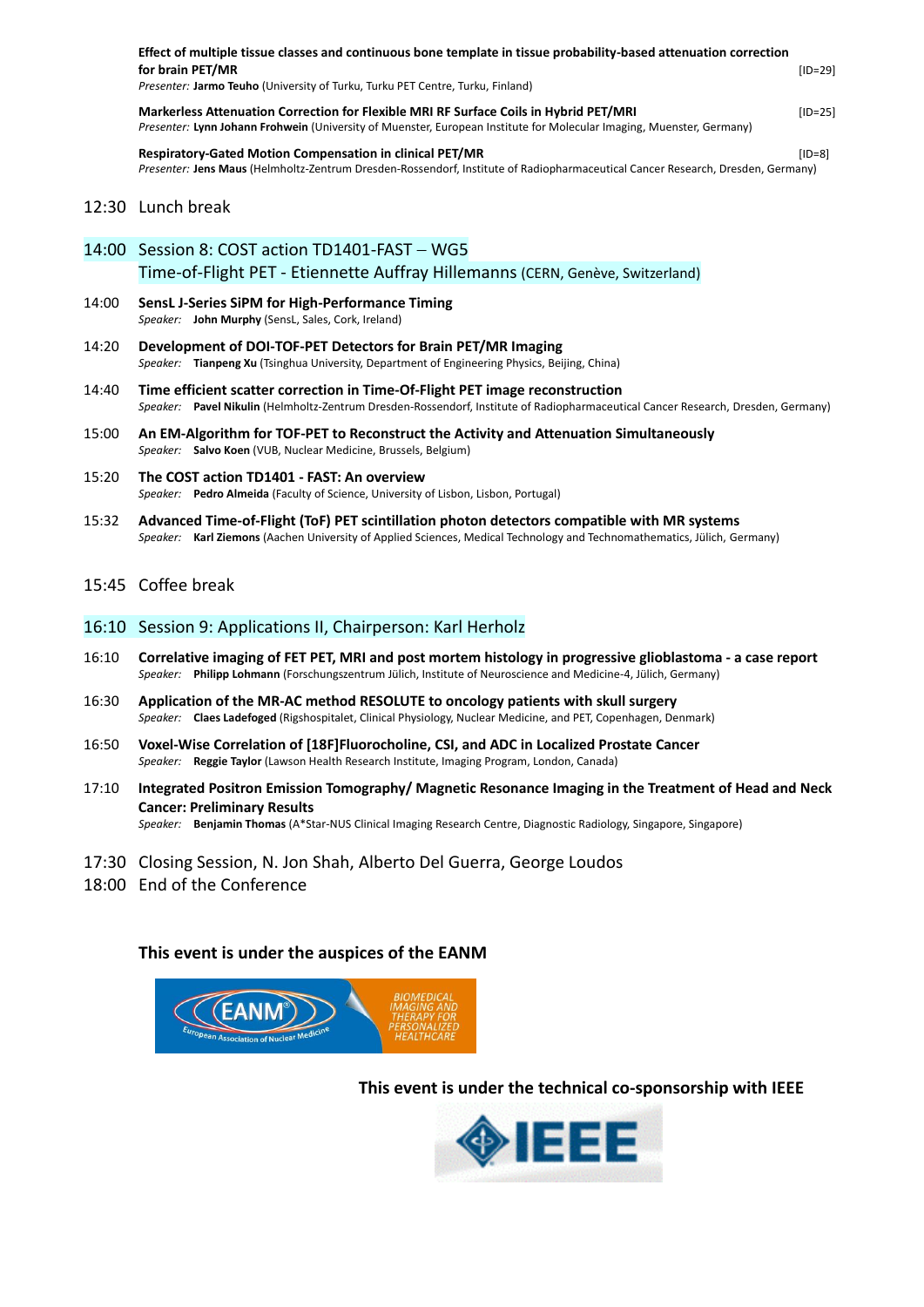**Effect of multiple tissue classes and continuous bone template in tissue probability-based attenuation correction for brain PET/MR** [ID=29]
*Presenter:* **Jarmo Teuho** (University of Turku, Turku PET Centre, Turku, Finland)

**Markerless Attenuation Correction for Flexible MRI RF Surface Coils in Hybrid PET/MRI** [ID=25]
*Presenter:* **Lynn Johann Frohwein** (University of Muenster, European Institute for Molecular Imaging, Muenster, Germany)

**Respiratory-Gated Motion Compensation in clinical PET/MR** [ID=8]
*Presenter:* **Jens Maus** (Helmholtz-Zentrum Dresden-Rossendorf, Institute of Radiopharmaceutical Cancer Research, Dresden, Germany)

12:30 Lunch break

## 14:00 Session 8: COST action TD1401-FAST – WG5 Time-of-Flight PET - Etiennette Auffray Hillemanns (CERN, Genève, Switzerland)

14:00 **SensL J-Series SiPM for High-Performance Timing**
*Speaker:* **John Murphy** (SensL, Sales, Cork, Ireland)

14:20 **Development of DOI-TOF-PET Detectors for Brain PET/MR Imaging**
*Speaker:* **Tianpeng Xu** (Tsinghua University, Department of Engineering Physics, Beijing, China)

14:40 **Time efficient scatter correction in Time-Of-Flight PET image reconstruction**
*Speaker:* **Pavel Nikulin** (Helmholtz-Zentrum Dresden-Rossendorf, Institute of Radiopharmaceutical Cancer Research, Dresden, Germany)

15:00 **An EM-Algorithm for TOF-PET to Reconstruct the Activity and Attenuation Simultaneously**
*Speaker:* **Salvo Koen** (VUB, Nuclear Medicine, Brussels, Belgium)

15:20 **The COST action TD1401 - FAST: An overview**
*Speaker:* **Pedro Almeida** (Faculty of Science, University of Lisbon, Lisbon, Portugal)

15:32 **Advanced Time-of-Flight (ToF) PET scintillation photon detectors compatible with MR systems**
*Speaker:* **Karl Ziemons** (Aachen University of Applied Sciences, Medical Technology and Technomathematics, Jülich, Germany)

15:45 Coffee break

## 16:10 Session 9: Applications II, Chairperson: Karl Herholz

16:10 **Correlative imaging of FET PET, MRI and post mortem histology in progressive glioblastoma - a case report**
*Speaker:* **Philipp Lohmann** (Forschungszentrum Jülich, Institute of Neuroscience and Medicine-4, Jülich, Germany)

16:30 **Application of the MR-AC method RESOLUTE to oncology patients with skull surgery**
*Speaker:* **Claes Ladefoged** (Rigshospitalet, Clinical Physiology, Nuclear Medicine, and PET, Copenhagen, Denmark)

16:50 **Voxel-Wise Correlation of [18F]Fluorocholine, CSI, and ADC in Localized Prostate Cancer**
*Speaker:* **Reggie Taylor** (Lawson Health Research Institute, Imaging Program, London, Canada)

17:10 **Integrated Positron Emission Tomography/ Magnetic Resonance Imaging in the Treatment of Head and Neck Cancer: Preliminary Results**
*Speaker:* **Benjamin Thomas** (A*Star-NUS Clinical Imaging Research Centre, Diagnostic Radiology, Singapore, Singapore)

17:30 Closing Session, N. Jon Shah, Alberto Del Guerra, George Loudos

18:00 End of the Conference

**This event is under the auspices of the EANM**

EANM® European Association of Nuclear Medicine — BIOMEDICAL IMAGING AND THERAPY FOR PERSONALIZED HEALTHCARE

**This event is under the technical co-sponsorship with IEEE**

IEEE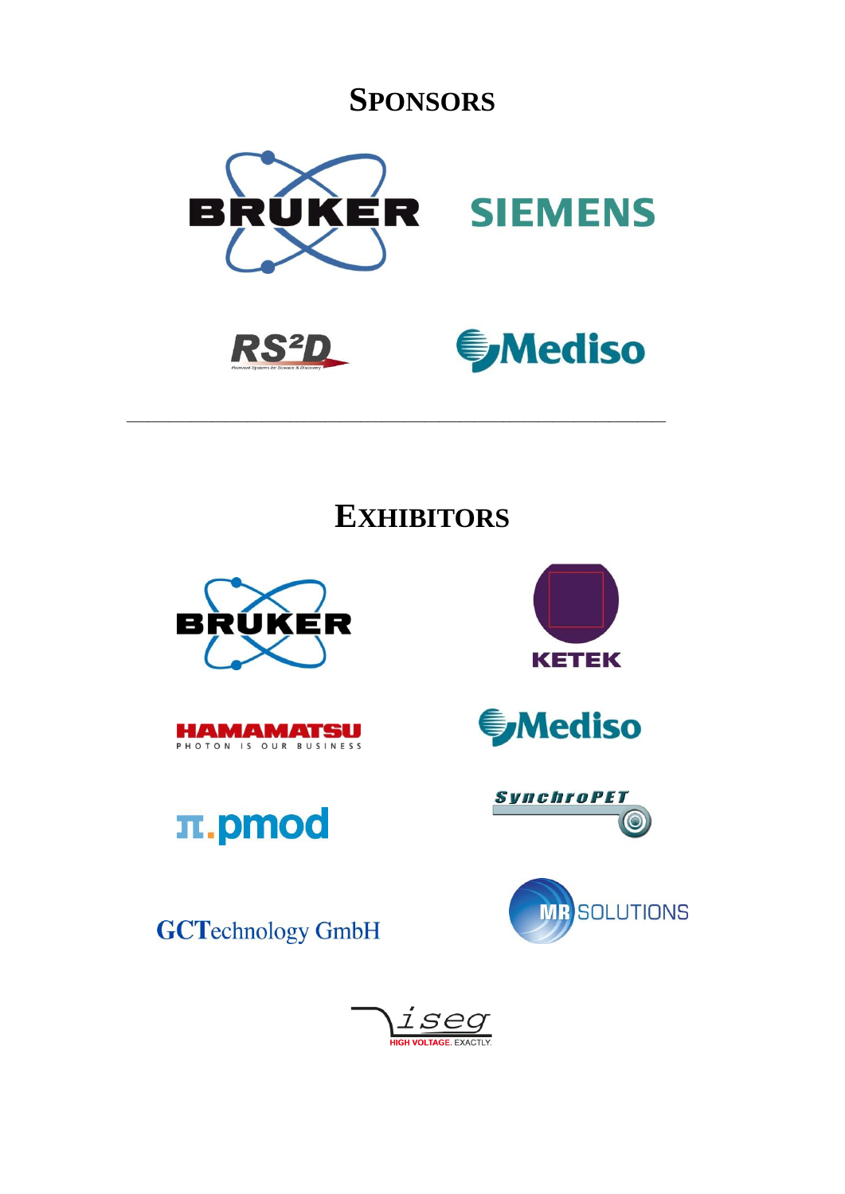# SPONSORS

BRUKER

SIEMENS

RS²D

Mediso

---

# EXHIBITORS

BRUKER

KETEK

HAMAMATSU
PHOTON IS OUR BUSINESS

Mediso

π.pmod

SynchroPET

GCTechnology GmbH

MR SOLUTIONS

iseg
HIGH VOLTAGE. EXACTLY.